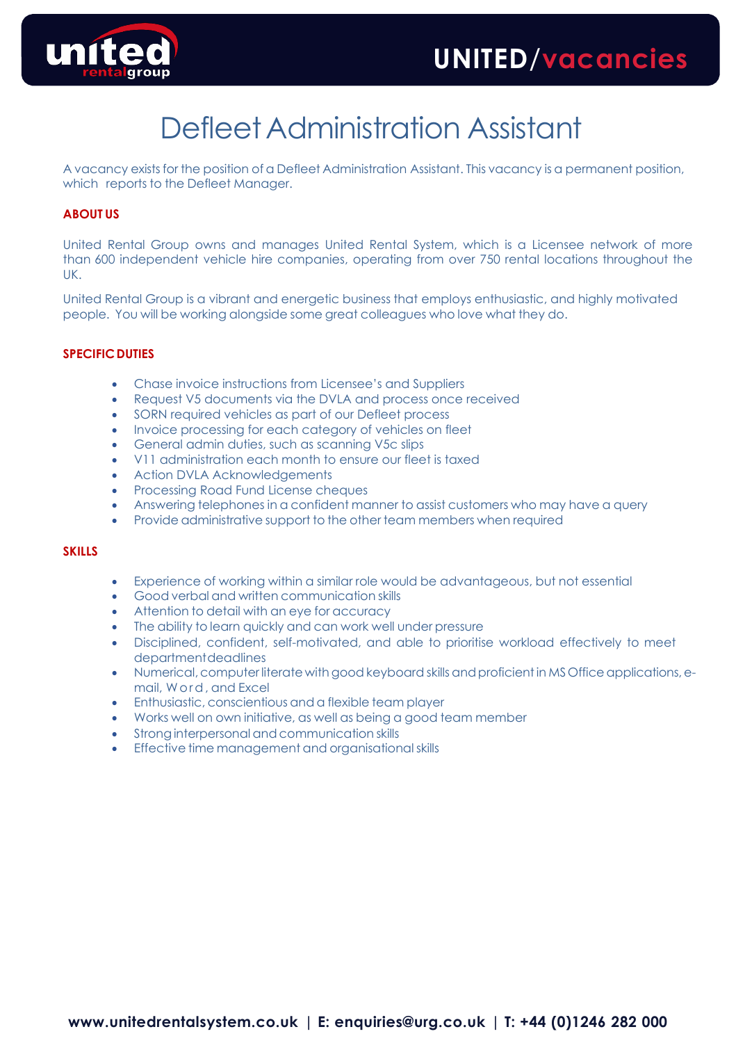UNITED/vacancies

# Defleet Administration Assistant

A vacancy exists for the position of a Defleet Administration Assistant. This vacancy is a permanent position, which reports to the Defleet Manager.

## ABOUT US

United Rental Group owns and manages United Rental System, which is a Licensee network of more than 600 independent vehicle hire companies, operating from over 750 rental locations throughout the UK.

United Rental Group is a vibrant and energetic business that employs enthusiastic, and highly motivated people. You will be working alongside some great colleagues who love what they do.

## SPECIFIC DUTIES

- Chase invoice instructions from Licensee's and Suppliers
- Request V5 documents via the DVLA and process once received
- SORN required vehicles as part of our Defleet process
- Invoice processing for each category of vehicles on fleet
- General admin duties, such as scanning V5c slips
- V11 administration each month to ensure our fleet is taxed
- Action DVLA Acknowledgements
- Processing Road Fund License cheques
- Answering telephones in a confident manner to assist customers who may have a query
- Provide administrative support to the other team members when required

## SKILLS

- Experience of working within a similar role would be advantageous, but not essential
- Good verbal and written communication skills
- Attention to detail with an eye for accuracy
- The ability to learn quickly and can work well under pressure
- Disciplined, confident, self-motivated, and able to prioritise workload effectively to meet department deadlines
- Numerical, computer literate with good keyboard skills and proficient in MS Office applications, e-mail, Word, and Excel
- Enthusiastic, conscientious and a flexible team player
- Works well on own initiative, as well as being a good team member
- Strong interpersonal and communication skills
- Effective time management and organisational skills

**www.unitedrentalsystem.co.uk | E: enquiries@urg.co.uk | T: +44 (0)1246 282 000**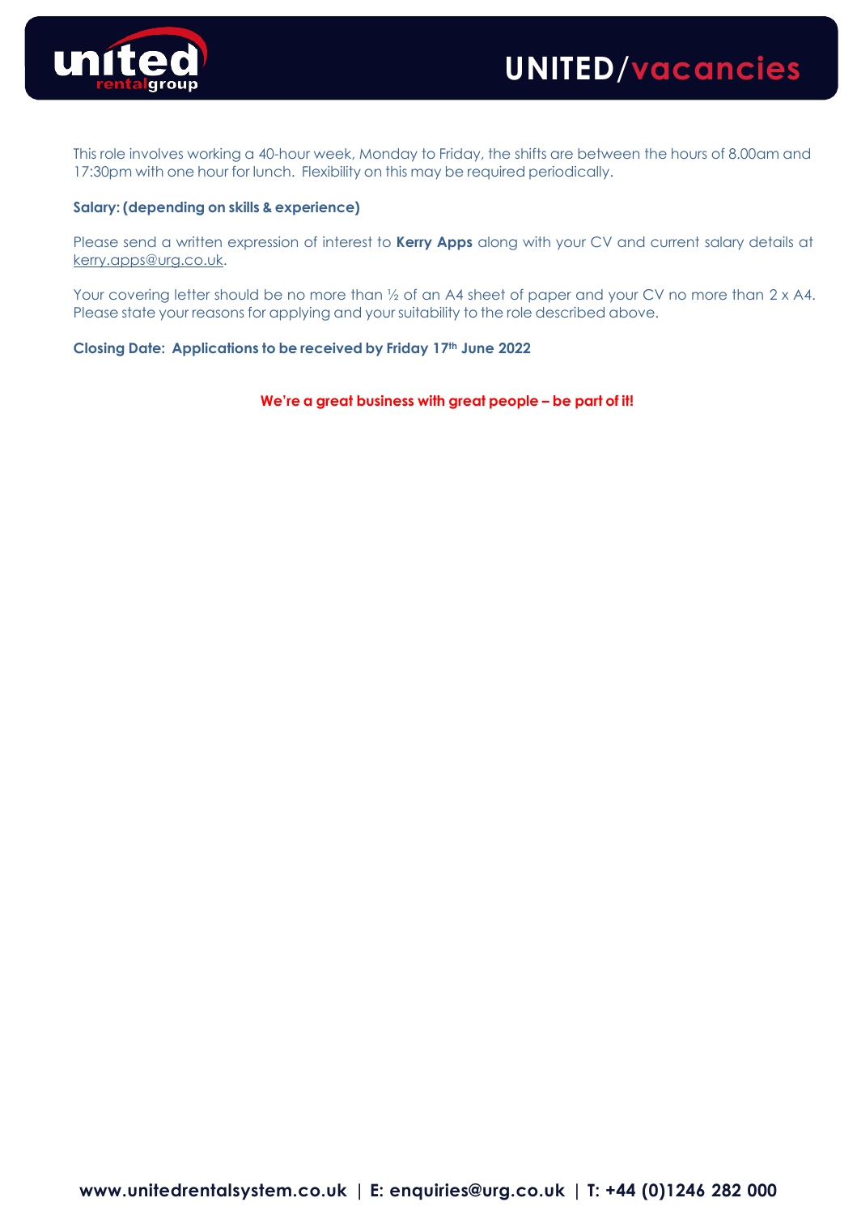This role involves working a 40-hour week, Monday to Friday, the shifts are between the hours of 8.00am and 17:30pm with one hour for lunch. Flexibility on this may be required periodically.

**Salary: (depending on skills & experience)**

Please send a written expression of interest to **Kerry Apps** along with your CV and current salary details at kerry.apps@urg.co.uk.

Your covering letter should be no more than ½ of an A4 sheet of paper and your CV no more than 2 x A4. Please state your reasons for applying and your suitability to the role described above.

**Closing Date: Applications to be received by Friday 17th June 2022**

**We're a great business with great people – be part of it!**